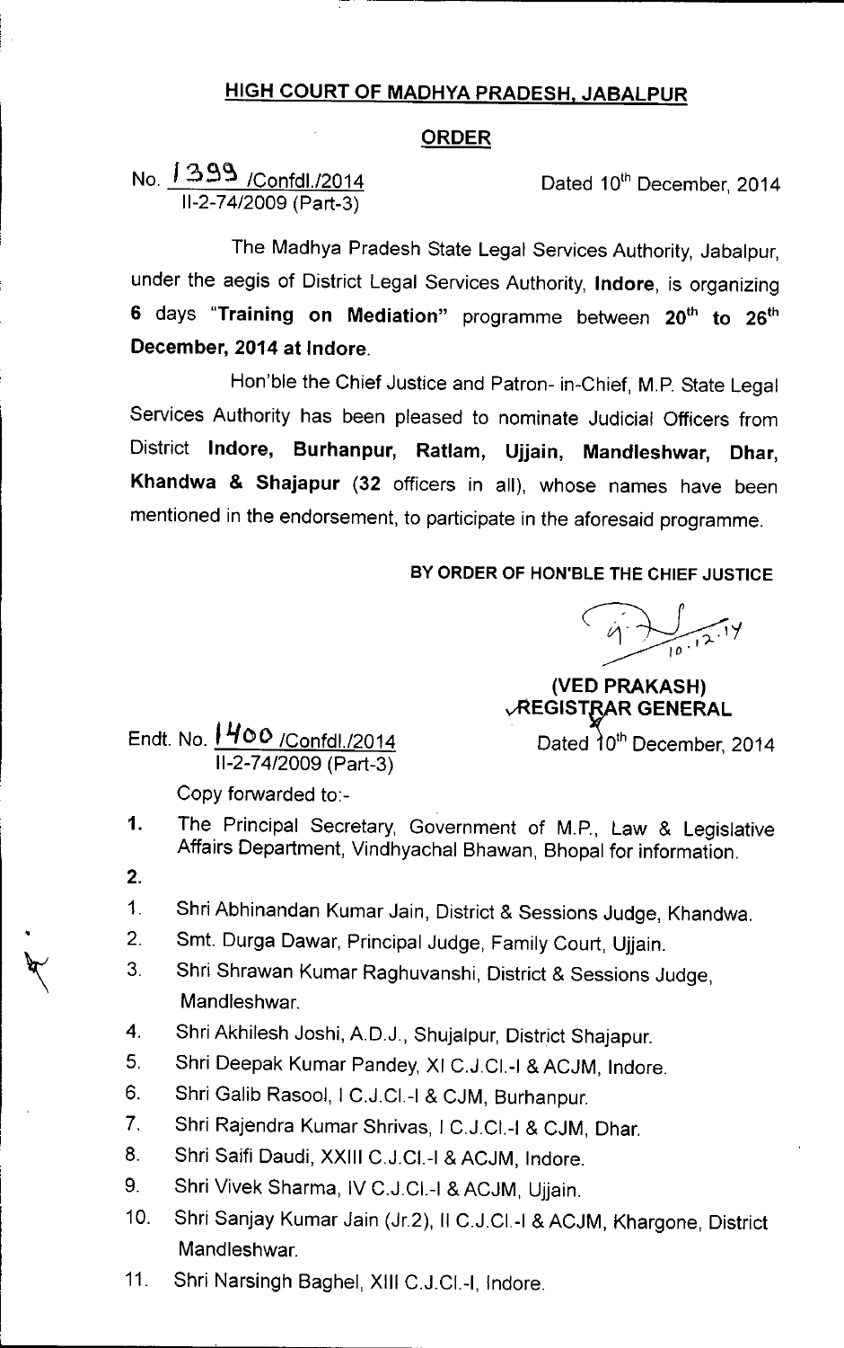## HIGH COURT OF MADHYA PRADESH, JABALPUR

## ORDER

No. 1399 /Confdl./2014
II-2-74/2009 (Part-3)

Dated 10th December, 2014

The Madhya Pradesh State Legal Services Authority, Jabalpur, under the aegis of District Legal Services Authority, **Indore**, is organizing **6** days "**Training on Mediation**" programme between **20th to 26th December, 2014 at Indore**.

Hon'ble the Chief Justice and Patron- in-Chief, M.P. State Legal Services Authority has been pleased to nominate Judicial Officers from District **Indore, Burhanpur, Ratlam, Ujjain, Mandleshwar, Dhar, Khandwa & Shajapur** (**32** officers in all), whose names have been mentioned in the endorsement, to participate in the aforesaid programme.

**BY ORDER OF HON'BLE THE CHIEF JUSTICE**

10.12.14

**(VED PRAKASH)**
**REGISTRAR GENERAL**

Endt. No. 1400 /Confdl./2014
II-2-74/2009 (Part-3)

Dated 10th December, 2014

Copy forwarded to:-

1. The Principal Secretary, Government of M.P., Law & Legislative Affairs Department, Vindhyachal Bhawan, Bhopal for information.
2.

1. Shri Abhinandan Kumar Jain, District & Sessions Judge, Khandwa.
2. Smt. Durga Dawar, Principal Judge, Family Court, Ujjain.
3. Shri Shrawan Kumar Raghuvanshi, District & Sessions Judge, Mandleshwar.
4. Shri Akhilesh Joshi, A.D.J., Shujalpur, District Shajapur.
5. Shri Deepak Kumar Pandey, XI C.J.Cl.-I & ACJM, Indore.
6. Shri Galib Rasool, I C.J.Cl.-I & CJM, Burhanpur.
7. Shri Rajendra Kumar Shrivas, I C.J.Cl.-I & CJM, Dhar.
8. Shri Saifi Daudi, XXIII C.J.Cl.-I & ACJM, Indore.
9. Shri Vivek Sharma, IV C.J.Cl.-I & ACJM, Ujjain.
10. Shri Sanjay Kumar Jain (Jr.2), II C.J.Cl.-I & ACJM, Khargone, District Mandleshwar.
11. Shri Narsingh Baghel, XIII C.J.Cl.-I, Indore.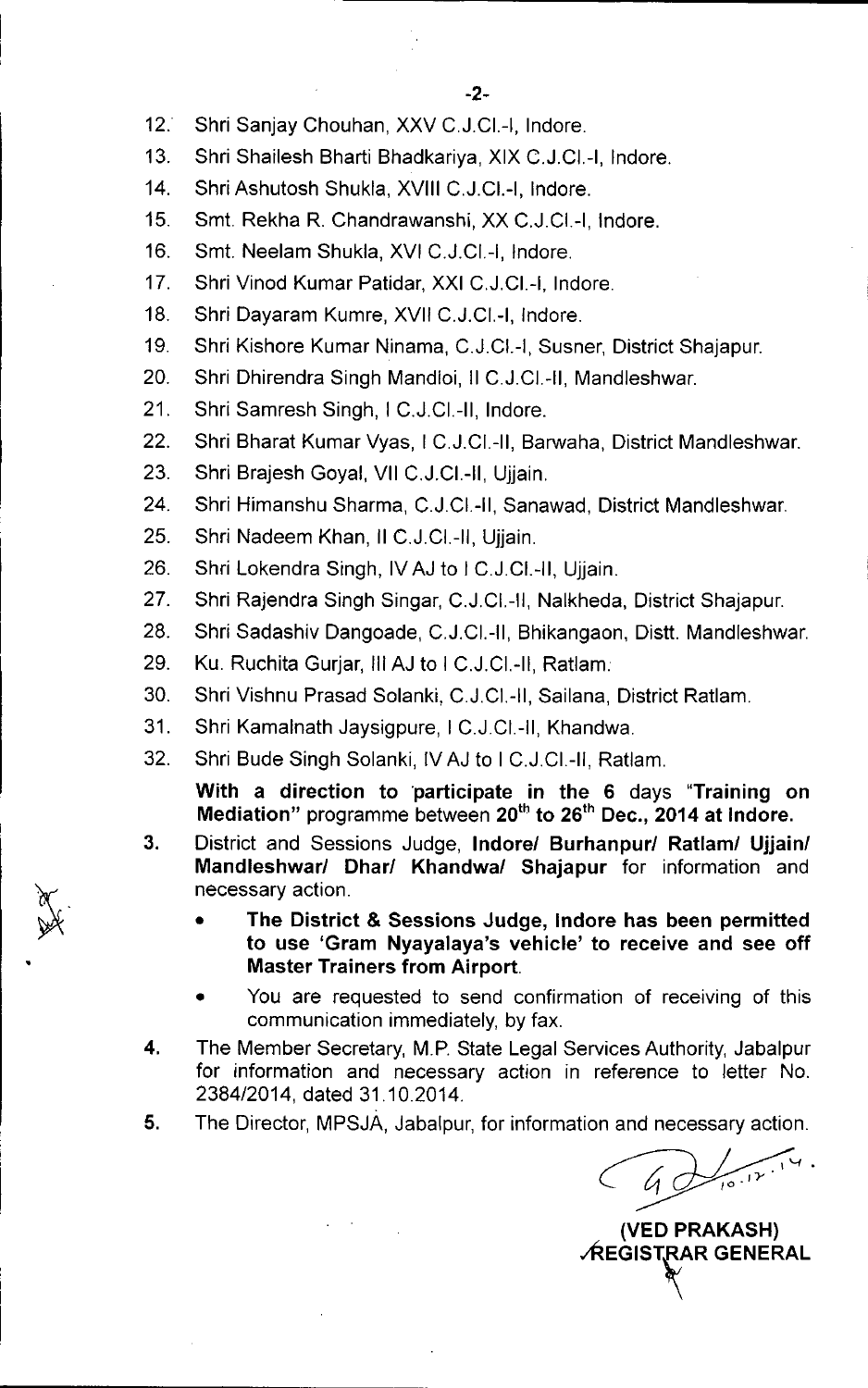12. Shri Sanjay Chouhan, XXV C.J.Cl.-I, Indore.
13. Shri Shailesh Bharti Bhadkariya, XIX C.J.Cl.-I, Indore.
14. Shri Ashutosh Shukla, XVIII C.J.Cl.-I, Indore.
15. Smt. Rekha R. Chandrawanshi, XX C.J.Cl.-I, Indore.
16. Smt. Neelam Shukla, XVI C.J.Cl.-I, Indore.
17. Shri Vinod Kumar Patidar, XXI C.J.Cl.-I, Indore.
18. Shri Dayaram Kumre, XVII C.J.Cl.-I, Indore.
19. Shri Kishore Kumar Ninama, C.J.Cl.-I, Susner, District Shajapur.
20. Shri Dhirendra Singh Mandloi, II C.J.Cl.-II, Mandleshwar.
21. Shri Samresh Singh, I C.J.Cl.-II, Indore.
22. Shri Bharat Kumar Vyas, I C.J.Cl.-II, Barwaha, District Mandleshwar.
23. Shri Brajesh Goyal, VII C.J.Cl.-II, Ujjain.
24. Shri Himanshu Sharma, C.J.Cl.-II, Sanawad, District Mandleshwar.
25. Shri Nadeem Khan, II C.J.Cl.-II, Ujjain.
26. Shri Lokendra Singh, IV AJ to I C.J.Cl.-II, Ujjain.
27. Shri Rajendra Singh Singar, C.J.Cl.-II, Nalkheda, District Shajapur.
28. Shri Sadashiv Dangoade, C.J.Cl.-II, Bhikangaon, Distt. Mandleshwar.
29. Ku. Ruchita Gurjar, III AJ to I C.J.Cl.-II, Ratlam.
30. Shri Vishnu Prasad Solanki, C.J.Cl.-II, Sailana, District Ratlam.
31. Shri Kamalnath Jaysigpure, I C.J.Cl.-II, Khandwa.
32. Shri Bude Singh Solanki, IV AJ to I C.J.Cl.-II, Ratlam.

**With a direction to participate in the 6 days "Training on Mediation" programme between 20th to 26th Dec., 2014 at Indore.**

3. District and Sessions Judge, **Indore/ Burhanpur/ Ratlam/ Ujjain/ Mandleshwar/ Dhar/ Khandwa/ Shajapur** for information and necessary action.
   - **The District & Sessions Judge, Indore has been permitted to use 'Gram Nyayalaya's vehicle' to receive and see off Master Trainers from Airport.**
   - You are requested to send confirmation of receiving of this communication immediately, by fax.
4. The Member Secretary, M.P. State Legal Services Authority, Jabalpur for information and necessary action in reference to letter No. 2384/2014, dated 31.10.2014.
5. The Director, MPSJA, Jabalpur, for information and necessary action.

10.12.14

**(VED PRAKASH)**
**REGISTRAR GENERAL**